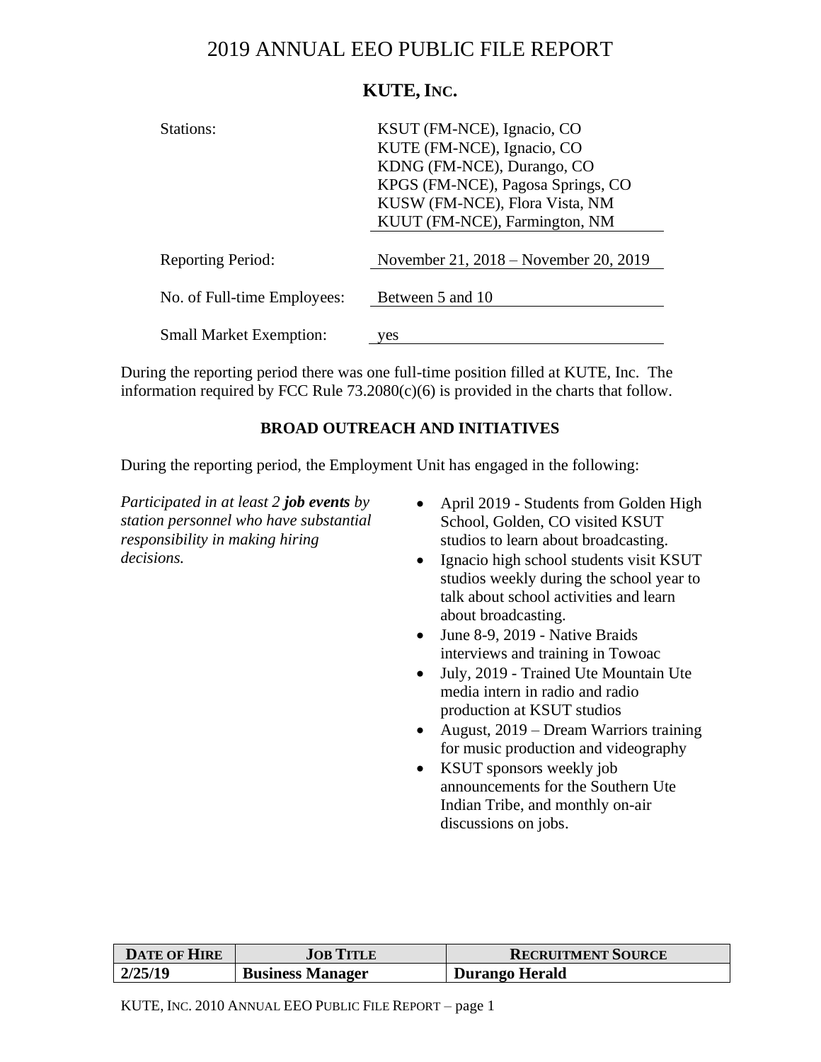# 2019 ANNUAL EEO PUBLIC FILE REPORT

## KUTE, INC.

| | |
|---|---|
| Stations: | KSUT (FM-NCE), Ignacio, CO<br>KUTE (FM-NCE), Ignacio, CO<br>KDNG (FM-NCE), Durango, CO<br>KPGS (FM-NCE), Pagosa Springs, CO<br>KUSW (FM-NCE), Flora Vista, NM<br>KUUT (FM-NCE), Farmington, NM |
| Reporting Period: | November 21, 2018 – November 20, 2019 |
| No. of Full-time Employees: | Between 5 and 10 |
| Small Market Exemption: | yes |

During the reporting period there was one full-time position filled at KUTE, Inc. The information required by FCC Rule 73.2080(c)(6) is provided in the charts that follow.

### BROAD OUTREACH AND INITIATIVES

During the reporting period, the Employment Unit has engaged in the following:

*Participated in at least 2* ***job events*** *by station personnel who have substantial responsibility in making hiring decisions.*

- April 2019 - Students from Golden High School, Golden, CO visited KSUT studios to learn about broadcasting.
- Ignacio high school students visit KSUT studios weekly during the school year to talk about school activities and learn about broadcasting.
- June 8-9, 2019 - Native Braids interviews and training in Towoac
- July, 2019 - Trained Ute Mountain Ute media intern in radio and radio production at KSUT studios
- August, 2019 – Dream Warriors training for music production and videography
- KSUT sponsors weekly job announcements for the Southern Ute Indian Tribe, and monthly on-air discussions on jobs.

| DATE OF HIRE | JOB TITLE | RECRUITMENT SOURCE |
|---|---|---|
| **2/25/19** | **Business Manager** | **Durango Herald** |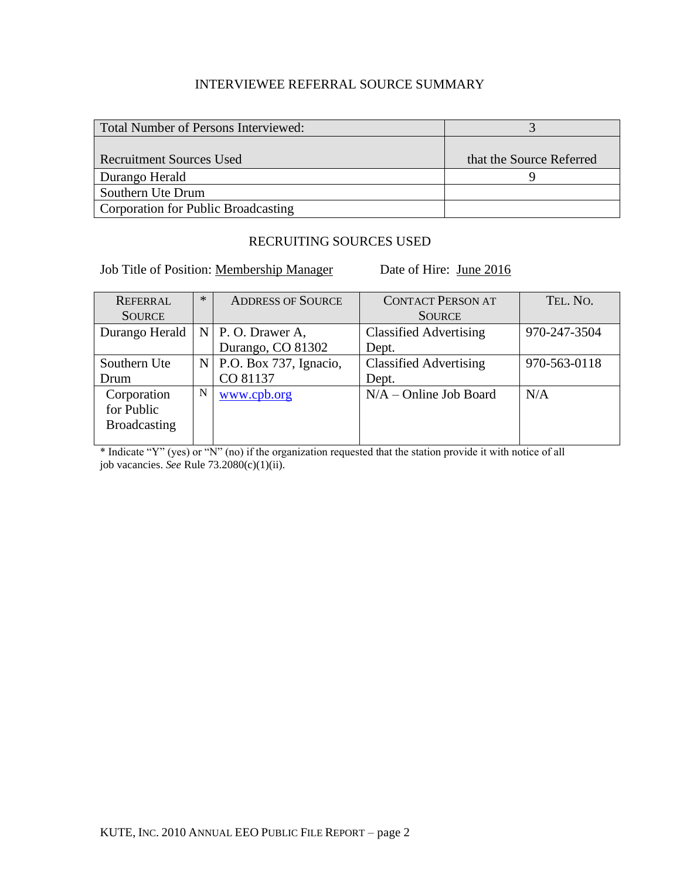## INTERVIEWEE REFERRAL SOURCE SUMMARY

| Total Number of Persons Interviewed: | 3 |
|---|---|
| Recruitment Sources Used | that the Source Referred |
| Durango Herald | 9 |
| Southern Ute Drum | |
| Corporation for Public Broadcasting | |

## RECRUITING SOURCES USED

Job Title of Position: Membership Manager     Date of Hire: June 2016

| Referral Source | * | Address of Source | Contact Person at Source | Tel. No. |
|---|---|---|---|---|
| Durango Herald | N | P. O. Drawer A, Durango, CO 81302 | Classified Advertising Dept. | 970-247-3504 |
| Southern Ute Drum | N | P.O. Box 737, Ignacio, CO 81137 | Classified Advertising Dept. | 970-563-0118 |
| Corporation for Public Broadcasting | N | www.cpb.org | N/A – Online Job Board | N/A |

* Indicate "Y" (yes) or "N" (no) if the organization requested that the station provide it with notice of all job vacancies. *See* Rule 73.2080(c)(1)(ii).

KUTE, Inc. 2010 Annual EEO Public File Report – page 2